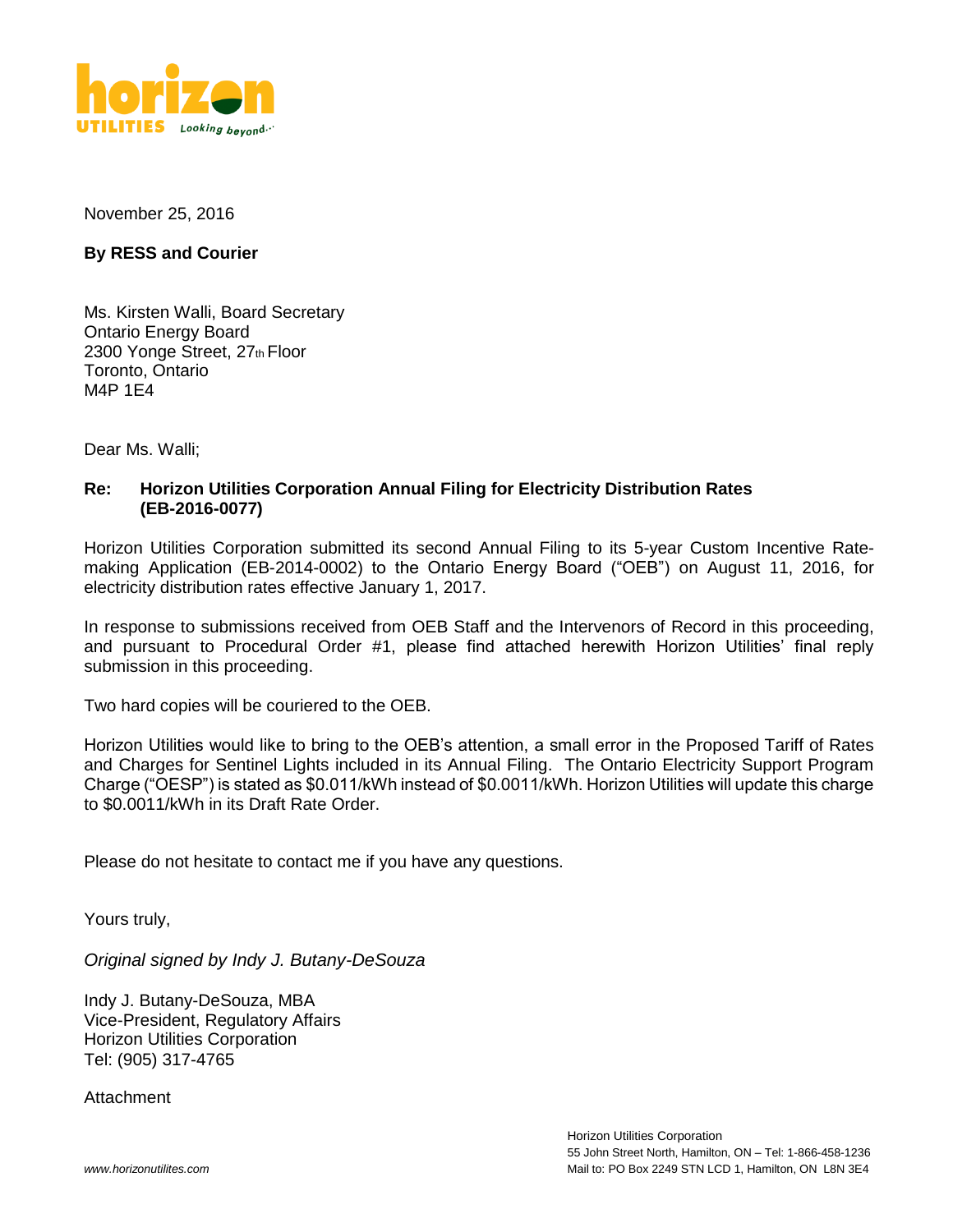**horizon UTILITIES** *Looking beyond...*

November 25, 2016

**By RESS and Courier**

Ms. Kirsten Walli, Board Secretary
Ontario Energy Board
2300 Yonge Street, 27th Floor
Toronto, Ontario
M4P 1E4

Dear Ms. Walli;

**Re: Horizon Utilities Corporation Annual Filing for Electricity Distribution Rates (EB-2016-0077)**

Horizon Utilities Corporation submitted its second Annual Filing to its 5-year Custom Incentive Rate-making Application (EB-2014-0002) to the Ontario Energy Board ("OEB") on August 11, 2016, for electricity distribution rates effective January 1, 2017.

In response to submissions received from OEB Staff and the Intervenors of Record in this proceeding, and pursuant to Procedural Order #1, please find attached herewith Horizon Utilities' final reply submission in this proceeding.

Two hard copies will be couriered to the OEB.

Horizon Utilities would like to bring to the OEB's attention, a small error in the Proposed Tariff of Rates and Charges for Sentinel Lights included in its Annual Filing. The Ontario Electricity Support Program Charge ("OESP") is stated as $0.011/kWh instead of $0.0011/kWh. Horizon Utilities will update this charge to $0.0011/kWh in its Draft Rate Order.

Please do not hesitate to contact me if you have any questions.

Yours truly,

*Original signed by Indy J. Butany-DeSouza*

Indy J. Butany-DeSouza, MBA
Vice-President, Regulatory Affairs
Horizon Utilities Corporation
Tel: (905) 317-4765

Attachment

*www.horizonutilites.com*

Horizon Utilities Corporation
55 John Street North, Hamilton, ON – Tel: 1-866-458-1236
Mail to: PO Box 2249 STN LCD 1, Hamilton, ON L8N 3E4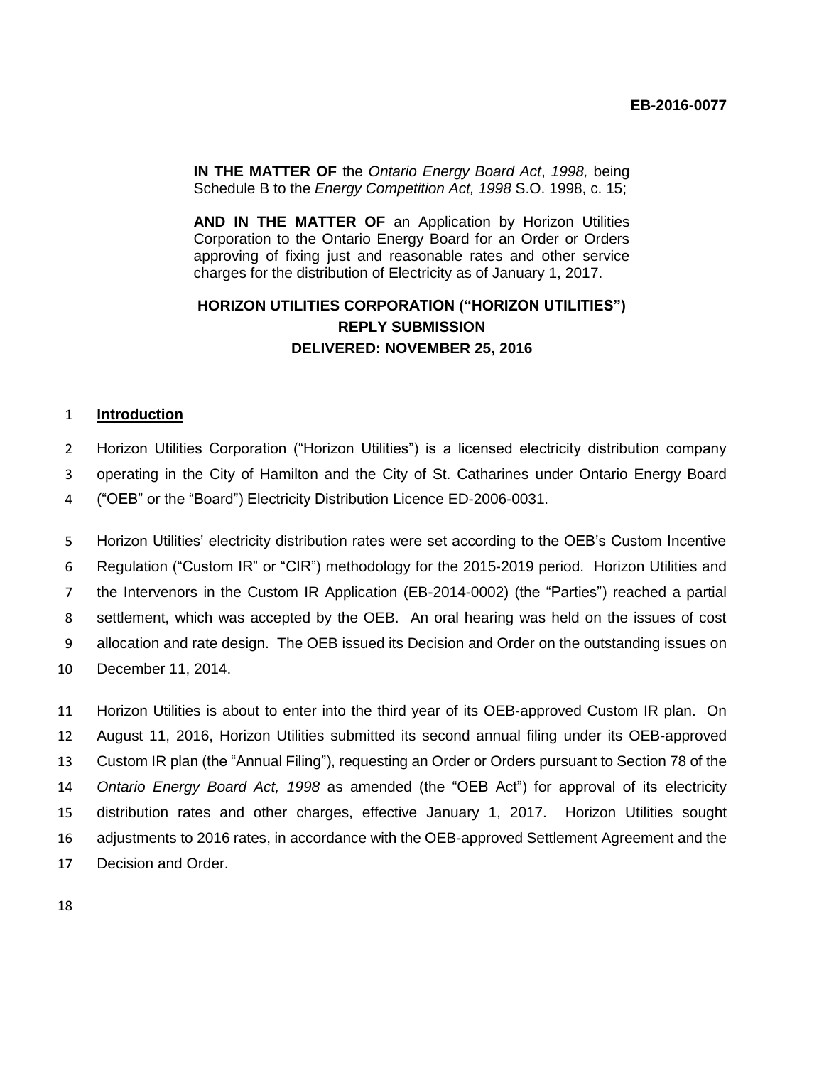EB-2016-0077

**IN THE MATTER OF** the *Ontario Energy Board Act*, *1998,* being Schedule B to the *Energy Competition Act, 1998* S.O. 1998, c. 15;

**AND IN THE MATTER OF** an Application by Horizon Utilities Corporation to the Ontario Energy Board for an Order or Orders approving of fixing just and reasonable rates and other service charges for the distribution of Electricity as of January 1, 2017.

**HORIZON UTILITIES CORPORATION ("HORIZON UTILITIES")**
**REPLY SUBMISSION**
**DELIVERED: NOVEMBER 25, 2016**

## Introduction

Horizon Utilities Corporation ("Horizon Utilities") is a licensed electricity distribution company operating in the City of Hamilton and the City of St. Catharines under Ontario Energy Board ("OEB" or the "Board") Electricity Distribution Licence ED-2006-0031.

Horizon Utilities' electricity distribution rates were set according to the OEB's Custom Incentive Regulation ("Custom IR" or "CIR") methodology for the 2015-2019 period. Horizon Utilities and the Intervenors in the Custom IR Application (EB-2014-0002) (the "Parties") reached a partial settlement, which was accepted by the OEB. An oral hearing was held on the issues of cost allocation and rate design. The OEB issued its Decision and Order on the outstanding issues on December 11, 2014.

Horizon Utilities is about to enter into the third year of its OEB-approved Custom IR plan. On August 11, 2016, Horizon Utilities submitted its second annual filing under its OEB-approved Custom IR plan (the "Annual Filing"), requesting an Order or Orders pursuant to Section 78 of the *Ontario Energy Board Act, 1998* as amended (the "OEB Act") for approval of its electricity distribution rates and other charges, effective January 1, 2017. Horizon Utilities sought adjustments to 2016 rates, in accordance with the OEB-approved Settlement Agreement and the Decision and Order.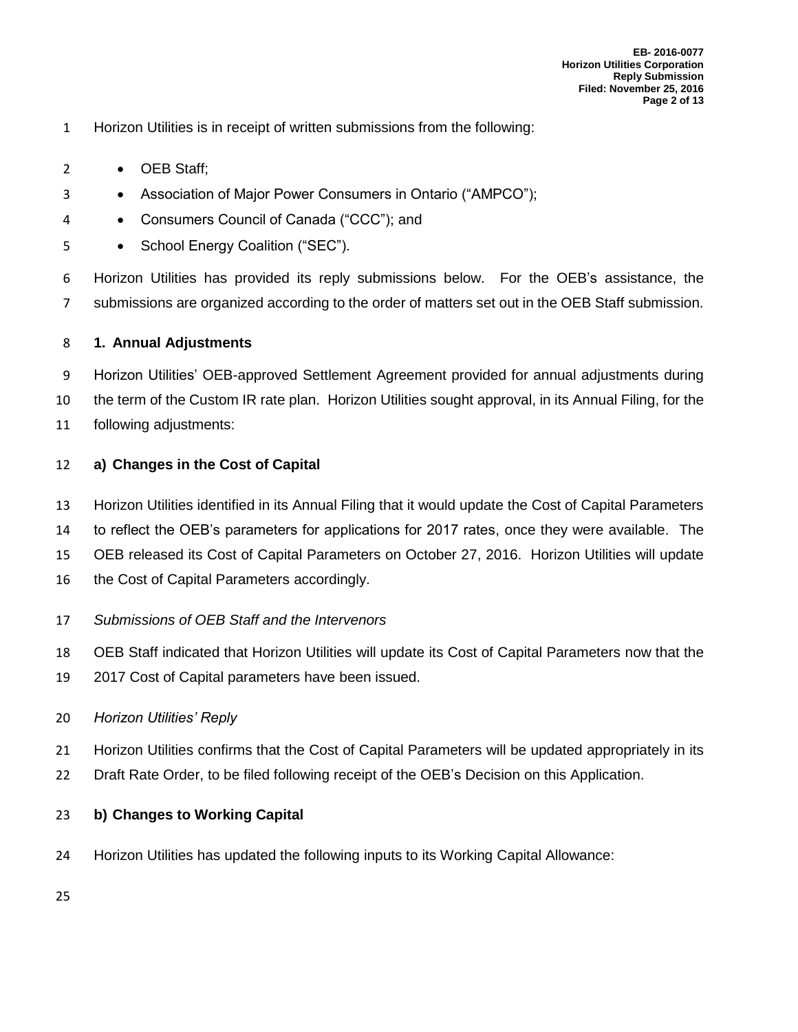Horizon Utilities is in receipt of written submissions from the following:

- OEB Staff;
- Association of Major Power Consumers in Ontario ("AMPCO");
- Consumers Council of Canada ("CCC"); and
- School Energy Coalition ("SEC").

Horizon Utilities has provided its reply submissions below. For the OEB's assistance, the submissions are organized according to the order of matters set out in the OEB Staff submission.

## 1. Annual Adjustments

Horizon Utilities' OEB-approved Settlement Agreement provided for annual adjustments during the term of the Custom IR rate plan. Horizon Utilities sought approval, in its Annual Filing, for the following adjustments:

### a) Changes in the Cost of Capital

Horizon Utilities identified in its Annual Filing that it would update the Cost of Capital Parameters to reflect the OEB's parameters for applications for 2017 rates, once they were available. The OEB released its Cost of Capital Parameters on October 27, 2016. Horizon Utilities will update the Cost of Capital Parameters accordingly.

*Submissions of OEB Staff and the Intervenors*

OEB Staff indicated that Horizon Utilities will update its Cost of Capital Parameters now that the 2017 Cost of Capital parameters have been issued.

*Horizon Utilities' Reply*

Horizon Utilities confirms that the Cost of Capital Parameters will be updated appropriately in its Draft Rate Order, to be filed following receipt of the OEB's Decision on this Application.

### b) Changes to Working Capital

Horizon Utilities has updated the following inputs to its Working Capital Allowance: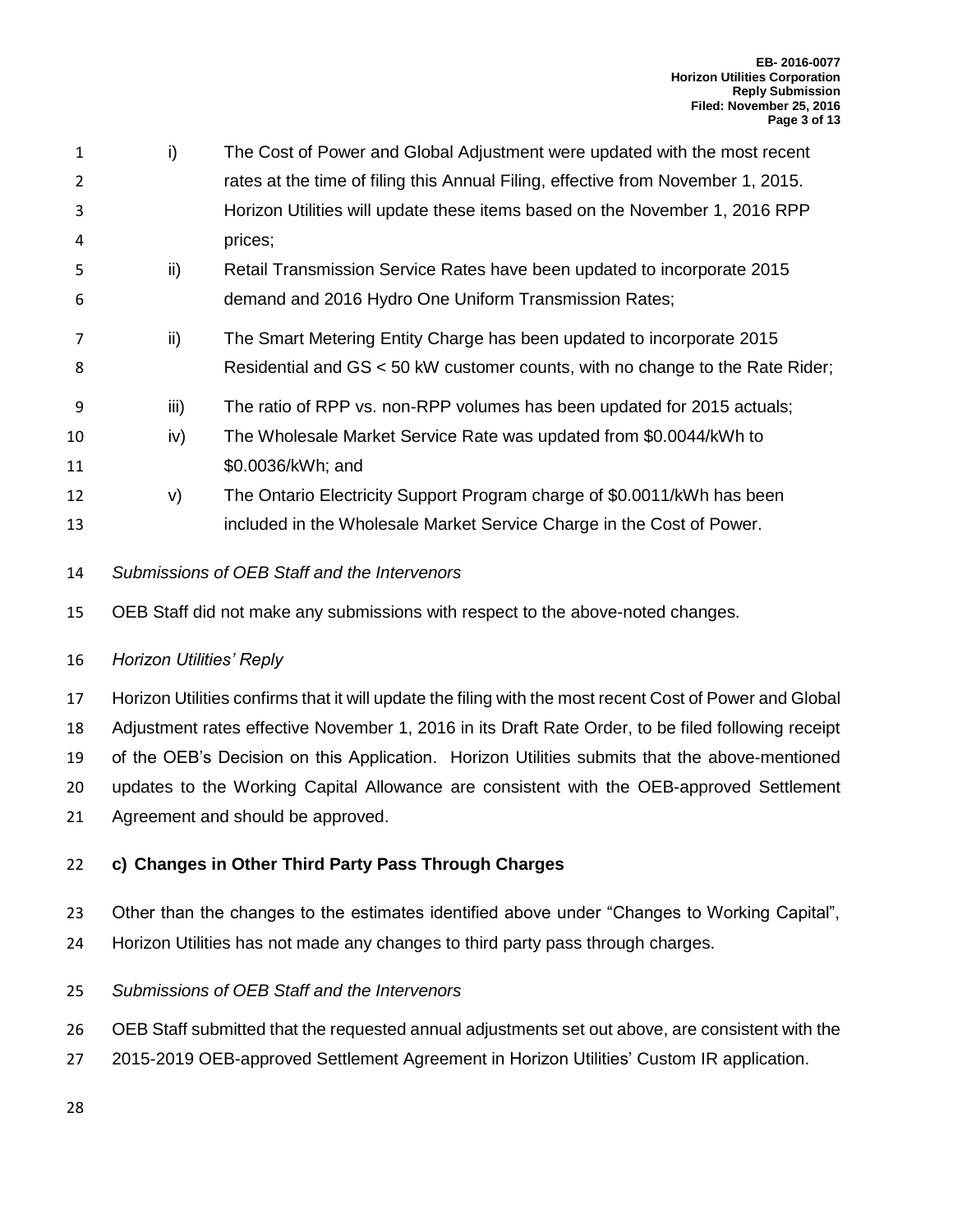i) The Cost of Power and Global Adjustment were updated with the most recent rates at the time of filing this Annual Filing, effective from November 1, 2015. Horizon Utilities will update these items based on the November 1, 2016 RPP prices;

ii) Retail Transmission Service Rates have been updated to incorporate 2015 demand and 2016 Hydro One Uniform Transmission Rates;

ii) The Smart Metering Entity Charge has been updated to incorporate 2015 Residential and GS < 50 kW customer counts, with no change to the Rate Rider;

iii) The ratio of RPP vs. non-RPP volumes has been updated for 2015 actuals;

iv) The Wholesale Market Service Rate was updated from $0.0044/kWh to $0.0036/kWh; and

v) The Ontario Electricity Support Program charge of $0.0011/kWh has been included in the Wholesale Market Service Charge in the Cost of Power.

*Submissions of OEB Staff and the Intervenors*

OEB Staff did not make any submissions with respect to the above-noted changes.

*Horizon Utilities' Reply*

Horizon Utilities confirms that it will update the filing with the most recent Cost of Power and Global Adjustment rates effective November 1, 2016 in its Draft Rate Order, to be filed following receipt of the OEB's Decision on this Application. Horizon Utilities submits that the above-mentioned updates to the Working Capital Allowance are consistent with the OEB-approved Settlement Agreement and should be approved.

**c) Changes in Other Third Party Pass Through Charges**

Other than the changes to the estimates identified above under "Changes to Working Capital", Horizon Utilities has not made any changes to third party pass through charges.

*Submissions of OEB Staff and the Intervenors*

OEB Staff submitted that the requested annual adjustments set out above, are consistent with the 2015-2019 OEB-approved Settlement Agreement in Horizon Utilities' Custom IR application.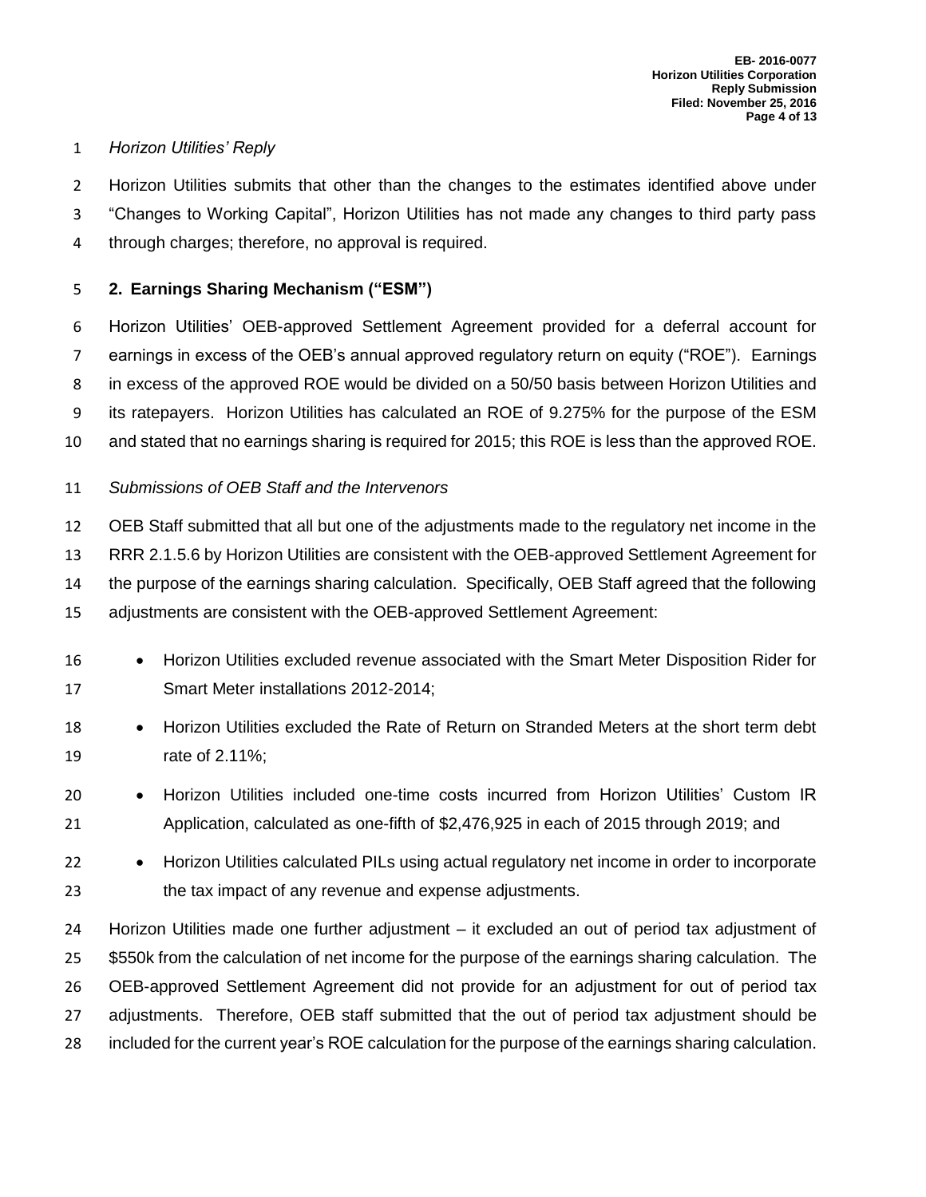*Horizon Utilities' Reply*

Horizon Utilities submits that other than the changes to the estimates identified above under "Changes to Working Capital", Horizon Utilities has not made any changes to third party pass through charges; therefore, no approval is required.

## 2. Earnings Sharing Mechanism ("ESM")

Horizon Utilities' OEB-approved Settlement Agreement provided for a deferral account for earnings in excess of the OEB's annual approved regulatory return on equity ("ROE"). Earnings in excess of the approved ROE would be divided on a 50/50 basis between Horizon Utilities and its ratepayers. Horizon Utilities has calculated an ROE of 9.275% for the purpose of the ESM and stated that no earnings sharing is required for 2015; this ROE is less than the approved ROE.

*Submissions of OEB Staff and the Intervenors*

OEB Staff submitted that all but one of the adjustments made to the regulatory net income in the RRR 2.1.5.6 by Horizon Utilities are consistent with the OEB-approved Settlement Agreement for the purpose of the earnings sharing calculation. Specifically, OEB Staff agreed that the following adjustments are consistent with the OEB-approved Settlement Agreement:

- Horizon Utilities excluded revenue associated with the Smart Meter Disposition Rider for Smart Meter installations 2012-2014;
- Horizon Utilities excluded the Rate of Return on Stranded Meters at the short term debt rate of 2.11%;
- Horizon Utilities included one-time costs incurred from Horizon Utilities' Custom IR Application, calculated as one-fifth of $2,476,925 in each of 2015 through 2019; and
- Horizon Utilities calculated PILs using actual regulatory net income in order to incorporate the tax impact of any revenue and expense adjustments.

Horizon Utilities made one further adjustment – it excluded an out of period tax adjustment of $550k from the calculation of net income for the purpose of the earnings sharing calculation. The OEB-approved Settlement Agreement did not provide for an adjustment for out of period tax adjustments. Therefore, OEB staff submitted that the out of period tax adjustment should be included for the current year's ROE calculation for the purpose of the earnings sharing calculation.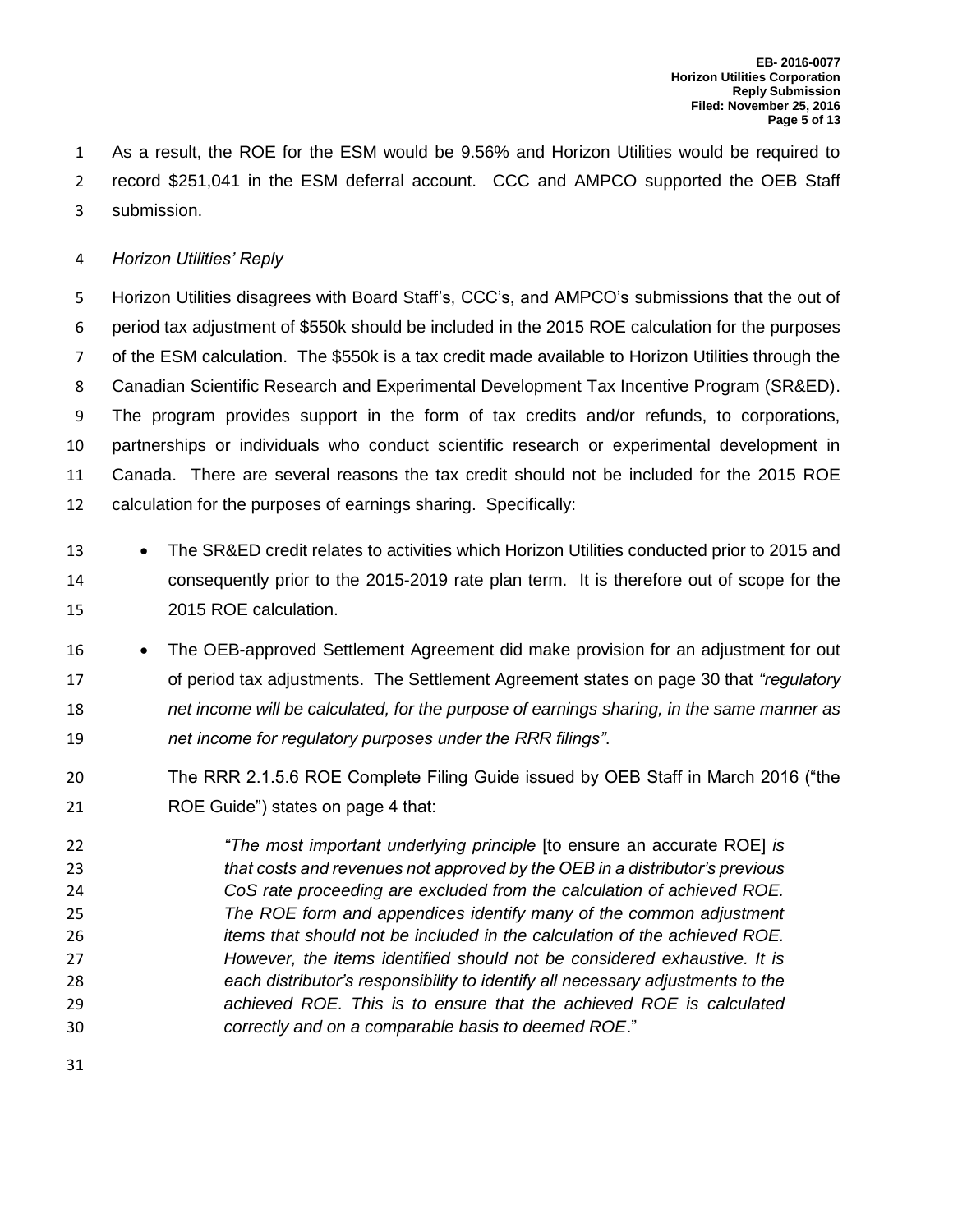As a result, the ROE for the ESM would be 9.56% and Horizon Utilities would be required to record $251,041 in the ESM deferral account. CCC and AMPCO supported the OEB Staff submission.

*Horizon Utilities' Reply*

Horizon Utilities disagrees with Board Staff's, CCC's, and AMPCO's submissions that the out of period tax adjustment of $550k should be included in the 2015 ROE calculation for the purposes of the ESM calculation. The $550k is a tax credit made available to Horizon Utilities through the Canadian Scientific Research and Experimental Development Tax Incentive Program (SR&ED). The program provides support in the form of tax credits and/or refunds, to corporations, partnerships or individuals who conduct scientific research or experimental development in Canada. There are several reasons the tax credit should not be included for the 2015 ROE calculation for the purposes of earnings sharing. Specifically:

- The SR&ED credit relates to activities which Horizon Utilities conducted prior to 2015 and consequently prior to the 2015-2019 rate plan term. It is therefore out of scope for the 2015 ROE calculation.
- The OEB-approved Settlement Agreement did make provision for an adjustment for out of period tax adjustments. The Settlement Agreement states on page 30 that *"regulatory net income will be calculated, for the purpose of earnings sharing, in the same manner as net income for regulatory purposes under the RRR filings"*.

  The RRR 2.1.5.6 ROE Complete Filing Guide issued by OEB Staff in March 2016 ("the ROE Guide") states on page 4 that:

  > *"The most important underlying principle* [to ensure an accurate ROE] *is that costs and revenues not approved by the OEB in a distributor's previous CoS rate proceeding are excluded from the calculation of achieved ROE. The ROE form and appendices identify many of the common adjustment items that should not be included in the calculation of the achieved ROE. However, the items identified should not be considered exhaustive. It is each distributor's responsibility to identify all necessary adjustments to the achieved ROE. This is to ensure that the achieved ROE is calculated correctly and on a comparable basis to deemed ROE*."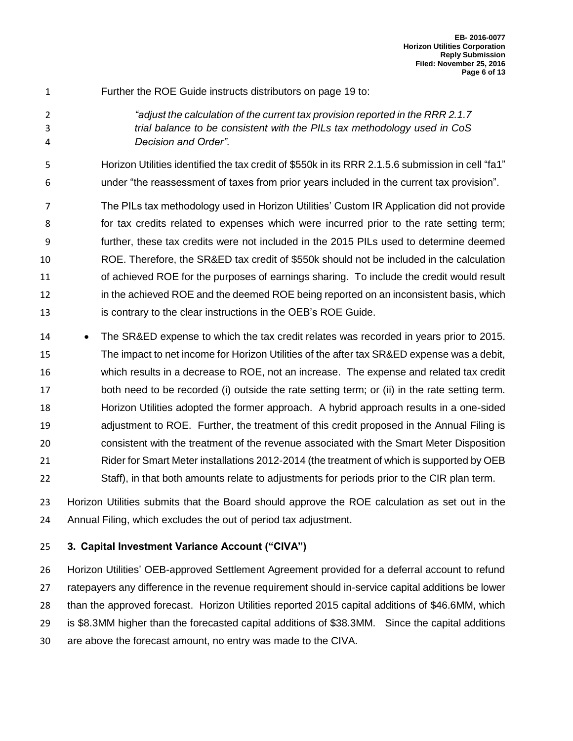Further the ROE Guide instructs distributors on page 19 to:

> *"adjust the calculation of the current tax provision reported in the RRR 2.1.7 trial balance to be consistent with the PILs tax methodology used in CoS Decision and Order".*

Horizon Utilities identified the tax credit of $550k in its RRR 2.1.5.6 submission in cell "fa1" under "the reassessment of taxes from prior years included in the current tax provision".

The PILs tax methodology used in Horizon Utilities' Custom IR Application did not provide for tax credits related to expenses which were incurred prior to the rate setting term; further, these tax credits were not included in the 2015 PILs used to determine deemed ROE. Therefore, the SR&ED tax credit of $550k should not be included in the calculation of achieved ROE for the purposes of earnings sharing. To include the credit would result in the achieved ROE and the deemed ROE being reported on an inconsistent basis, which is contrary to the clear instructions in the OEB's ROE Guide.

- The SR&ED expense to which the tax credit relates was recorded in years prior to 2015. The impact to net income for Horizon Utilities of the after tax SR&ED expense was a debit, which results in a decrease to ROE, not an increase. The expense and related tax credit both need to be recorded (i) outside the rate setting term; or (ii) in the rate setting term. Horizon Utilities adopted the former approach. A hybrid approach results in a one-sided adjustment to ROE. Further, the treatment of this credit proposed in the Annual Filing is consistent with the treatment of the revenue associated with the Smart Meter Disposition Rider for Smart Meter installations 2012-2014 (the treatment of which is supported by OEB Staff), in that both amounts relate to adjustments for periods prior to the CIR plan term.

Horizon Utilities submits that the Board should approve the ROE calculation as set out in the Annual Filing, which excludes the out of period tax adjustment.

## 3. Capital Investment Variance Account ("CIVA")

Horizon Utilities' OEB-approved Settlement Agreement provided for a deferral account to refund ratepayers any difference in the revenue requirement should in-service capital additions be lower than the approved forecast. Horizon Utilities reported 2015 capital additions of $46.6MM, which is $8.3MM higher than the forecasted capital additions of $38.3MM. Since the capital additions are above the forecast amount, no entry was made to the CIVA.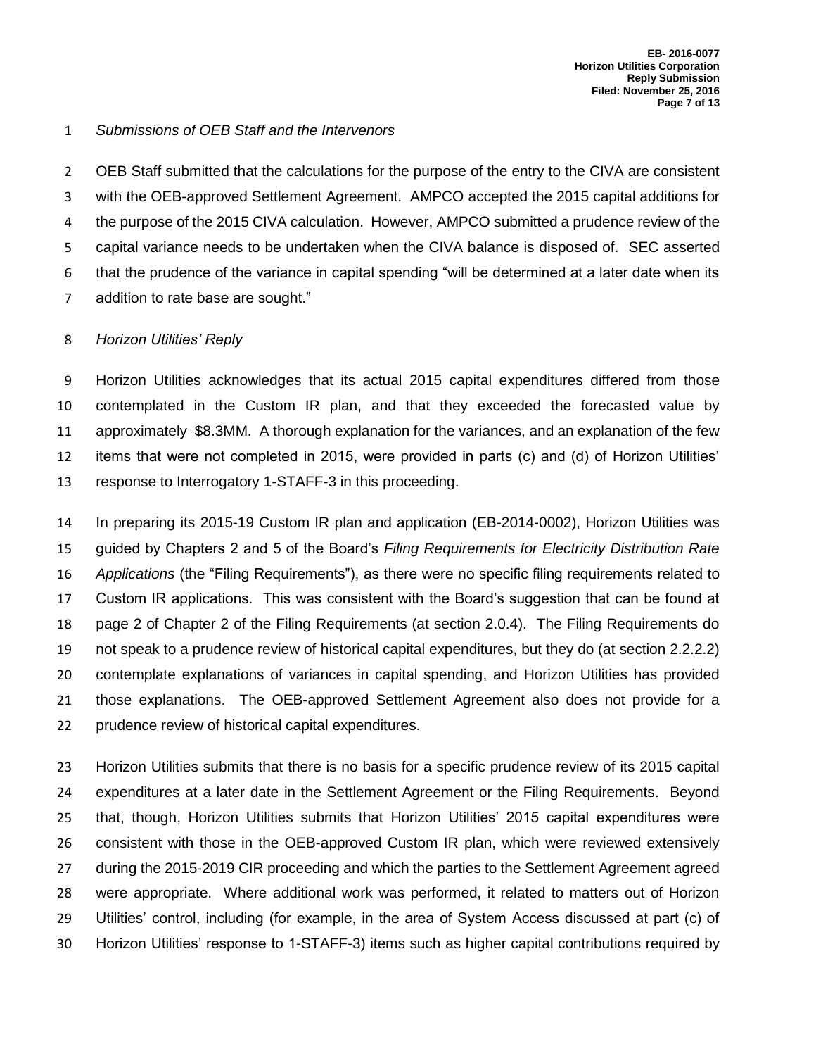*Submissions of OEB Staff and the Intervenors*

OEB Staff submitted that the calculations for the purpose of the entry to the CIVA are consistent with the OEB-approved Settlement Agreement. AMPCO accepted the 2015 capital additions for the purpose of the 2015 CIVA calculation. However, AMPCO submitted a prudence review of the capital variance needs to be undertaken when the CIVA balance is disposed of. SEC asserted that the prudence of the variance in capital spending "will be determined at a later date when its addition to rate base are sought."

*Horizon Utilities' Reply*

Horizon Utilities acknowledges that its actual 2015 capital expenditures differed from those contemplated in the Custom IR plan, and that they exceeded the forecasted value by approximately $8.3MM. A thorough explanation for the variances, and an explanation of the few items that were not completed in 2015, were provided in parts (c) and (d) of Horizon Utilities' response to Interrogatory 1-STAFF-3 in this proceeding.

In preparing its 2015-19 Custom IR plan and application (EB-2014-0002), Horizon Utilities was guided by Chapters 2 and 5 of the Board's *Filing Requirements for Electricity Distribution Rate Applications* (the "Filing Requirements"), as there were no specific filing requirements related to Custom IR applications. This was consistent with the Board's suggestion that can be found at page 2 of Chapter 2 of the Filing Requirements (at section 2.0.4). The Filing Requirements do not speak to a prudence review of historical capital expenditures, but they do (at section 2.2.2.2) contemplate explanations of variances in capital spending, and Horizon Utilities has provided those explanations. The OEB-approved Settlement Agreement also does not provide for a prudence review of historical capital expenditures.

Horizon Utilities submits that there is no basis for a specific prudence review of its 2015 capital expenditures at a later date in the Settlement Agreement or the Filing Requirements. Beyond that, though, Horizon Utilities submits that Horizon Utilities' 2015 capital expenditures were consistent with those in the OEB-approved Custom IR plan, which were reviewed extensively during the 2015-2019 CIR proceeding and which the parties to the Settlement Agreement agreed were appropriate. Where additional work was performed, it related to matters out of Horizon Utilities' control, including (for example, in the area of System Access discussed at part (c) of Horizon Utilities' response to 1-STAFF-3) items such as higher capital contributions required by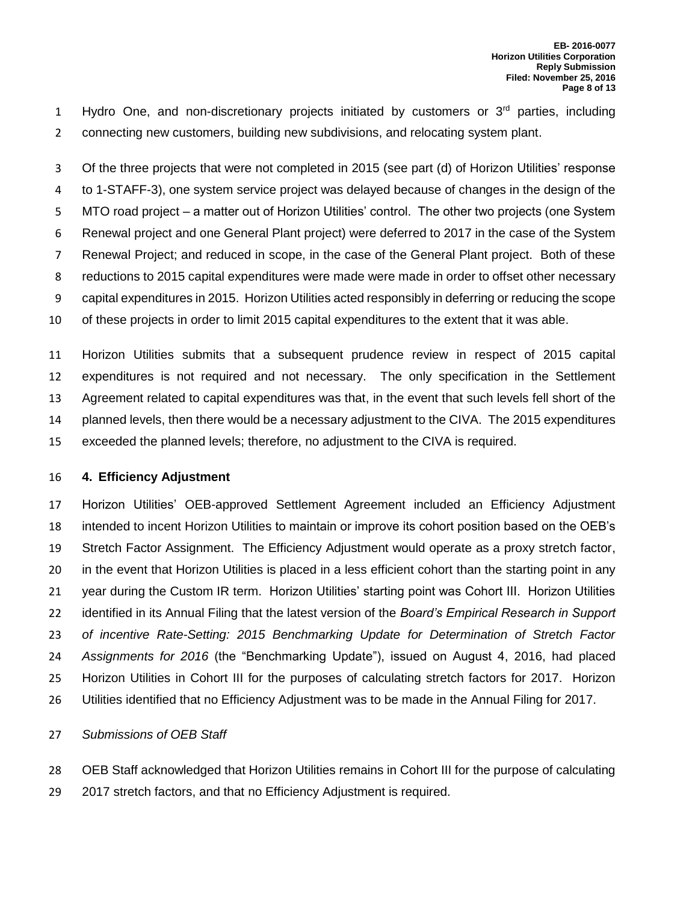Hydro One, and non-discretionary projects initiated by customers or 3rd parties, including connecting new customers, building new subdivisions, and relocating system plant.

Of the three projects that were not completed in 2015 (see part (d) of Horizon Utilities' response to 1-STAFF-3), one system service project was delayed because of changes in the design of the MTO road project – a matter out of Horizon Utilities' control. The other two projects (one System Renewal project and one General Plant project) were deferred to 2017 in the case of the System Renewal Project; and reduced in scope, in the case of the General Plant project. Both of these reductions to 2015 capital expenditures were made were made in order to offset other necessary capital expenditures in 2015. Horizon Utilities acted responsibly in deferring or reducing the scope of these projects in order to limit 2015 capital expenditures to the extent that it was able.

Horizon Utilities submits that a subsequent prudence review in respect of 2015 capital expenditures is not required and not necessary. The only specification in the Settlement Agreement related to capital expenditures was that, in the event that such levels fell short of the planned levels, then there would be a necessary adjustment to the CIVA. The 2015 expenditures exceeded the planned levels; therefore, no adjustment to the CIVA is required.

**4. Efficiency Adjustment**

Horizon Utilities' OEB-approved Settlement Agreement included an Efficiency Adjustment intended to incent Horizon Utilities to maintain or improve its cohort position based on the OEB's Stretch Factor Assignment. The Efficiency Adjustment would operate as a proxy stretch factor, in the event that Horizon Utilities is placed in a less efficient cohort than the starting point in any year during the Custom IR term. Horizon Utilities' starting point was Cohort III. Horizon Utilities identified in its Annual Filing that the latest version of the *Board's Empirical Research in Support of incentive Rate-Setting: 2015 Benchmarking Update for Determination of Stretch Factor Assignments for 2016* (the "Benchmarking Update"), issued on August 4, 2016, had placed Horizon Utilities in Cohort III for the purposes of calculating stretch factors for 2017. Horizon Utilities identified that no Efficiency Adjustment was to be made in the Annual Filing for 2017.

*Submissions of OEB Staff*

OEB Staff acknowledged that Horizon Utilities remains in Cohort III for the purpose of calculating 2017 stretch factors, and that no Efficiency Adjustment is required.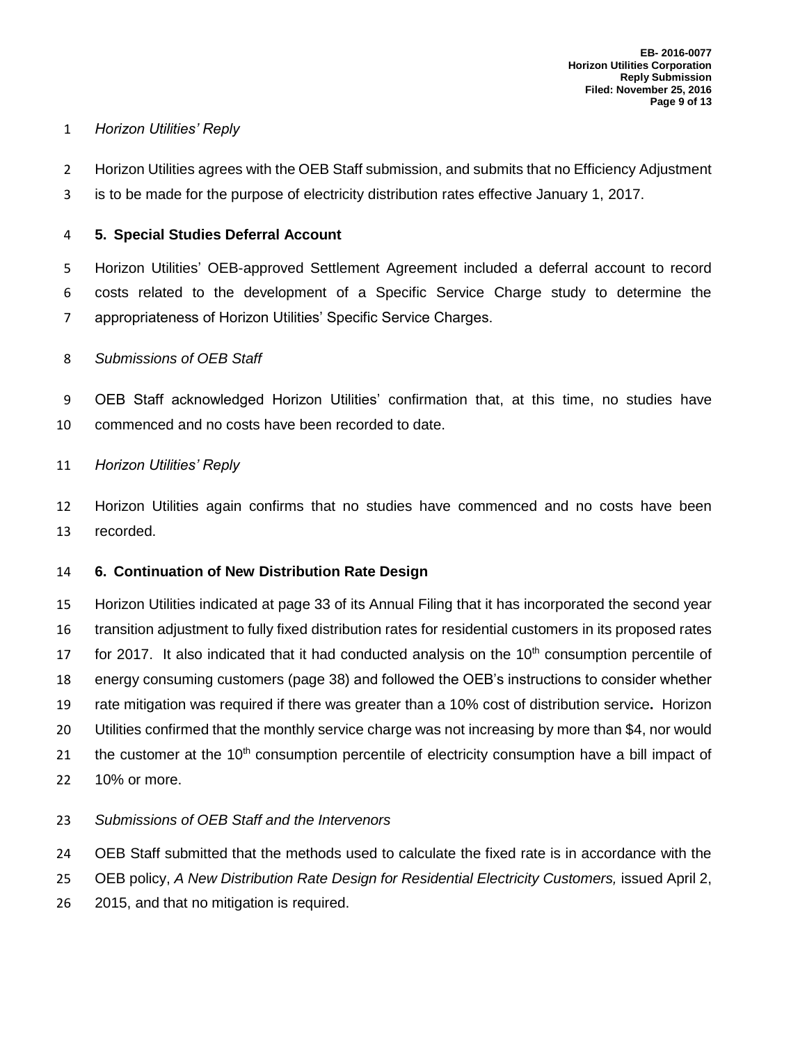*Horizon Utilities' Reply*

Horizon Utilities agrees with the OEB Staff submission, and submits that no Efficiency Adjustment is to be made for the purpose of electricity distribution rates effective January 1, 2017.

## 5. Special Studies Deferral Account

Horizon Utilities' OEB-approved Settlement Agreement included a deferral account to record costs related to the development of a Specific Service Charge study to determine the appropriateness of Horizon Utilities' Specific Service Charges.

*Submissions of OEB Staff*

OEB Staff acknowledged Horizon Utilities' confirmation that, at this time, no studies have commenced and no costs have been recorded to date.

*Horizon Utilities' Reply*

Horizon Utilities again confirms that no studies have commenced and no costs have been recorded.

## 6. Continuation of New Distribution Rate Design

Horizon Utilities indicated at page 33 of its Annual Filing that it has incorporated the second year transition adjustment to fully fixed distribution rates for residential customers in its proposed rates for 2017. It also indicated that it had conducted analysis on the 10th consumption percentile of energy consuming customers (page 38) and followed the OEB's instructions to consider whether rate mitigation was required if there was greater than a 10% cost of distribution service**.** Horizon Utilities confirmed that the monthly service charge was not increasing by more than $4, nor would the customer at the 10th consumption percentile of electricity consumption have a bill impact of 10% or more.

*Submissions of OEB Staff and the Intervenors*

OEB Staff submitted that the methods used to calculate the fixed rate is in accordance with the OEB policy, *A New Distribution Rate Design for Residential Electricity Customers,* issued April 2, 2015, and that no mitigation is required.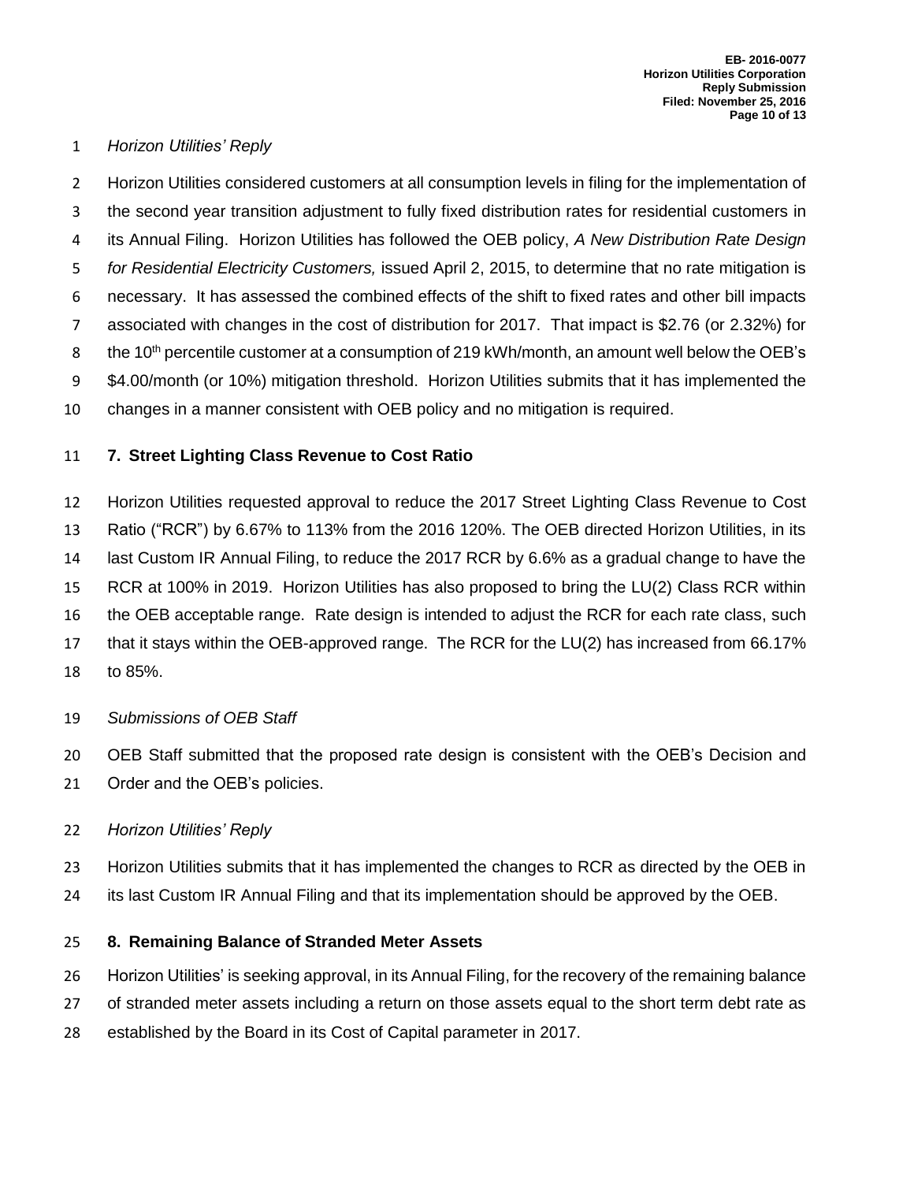*Horizon Utilities' Reply*

Horizon Utilities considered customers at all consumption levels in filing for the implementation of the second year transition adjustment to fully fixed distribution rates for residential customers in its Annual Filing. Horizon Utilities has followed the OEB policy, *A New Distribution Rate Design for Residential Electricity Customers,* issued April 2, 2015, to determine that no rate mitigation is necessary. It has assessed the combined effects of the shift to fixed rates and other bill impacts associated with changes in the cost of distribution for 2017. That impact is $2.76 (or 2.32%) for the 10th percentile customer at a consumption of 219 kWh/month, an amount well below the OEB's $4.00/month (or 10%) mitigation threshold. Horizon Utilities submits that it has implemented the changes in a manner consistent with OEB policy and no mitigation is required.

**7. Street Lighting Class Revenue to Cost Ratio**

Horizon Utilities requested approval to reduce the 2017 Street Lighting Class Revenue to Cost Ratio ("RCR") by 6.67% to 113% from the 2016 120%. The OEB directed Horizon Utilities, in its last Custom IR Annual Filing, to reduce the 2017 RCR by 6.6% as a gradual change to have the RCR at 100% in 2019. Horizon Utilities has also proposed to bring the LU(2) Class RCR within the OEB acceptable range. Rate design is intended to adjust the RCR for each rate class, such that it stays within the OEB-approved range. The RCR for the LU(2) has increased from 66.17% to 85%.

*Submissions of OEB Staff*

OEB Staff submitted that the proposed rate design is consistent with the OEB's Decision and Order and the OEB's policies.

*Horizon Utilities' Reply*

Horizon Utilities submits that it has implemented the changes to RCR as directed by the OEB in its last Custom IR Annual Filing and that its implementation should be approved by the OEB.

**8. Remaining Balance of Stranded Meter Assets**

Horizon Utilities' is seeking approval, in its Annual Filing, for the recovery of the remaining balance of stranded meter assets including a return on those assets equal to the short term debt rate as established by the Board in its Cost of Capital parameter in 2017.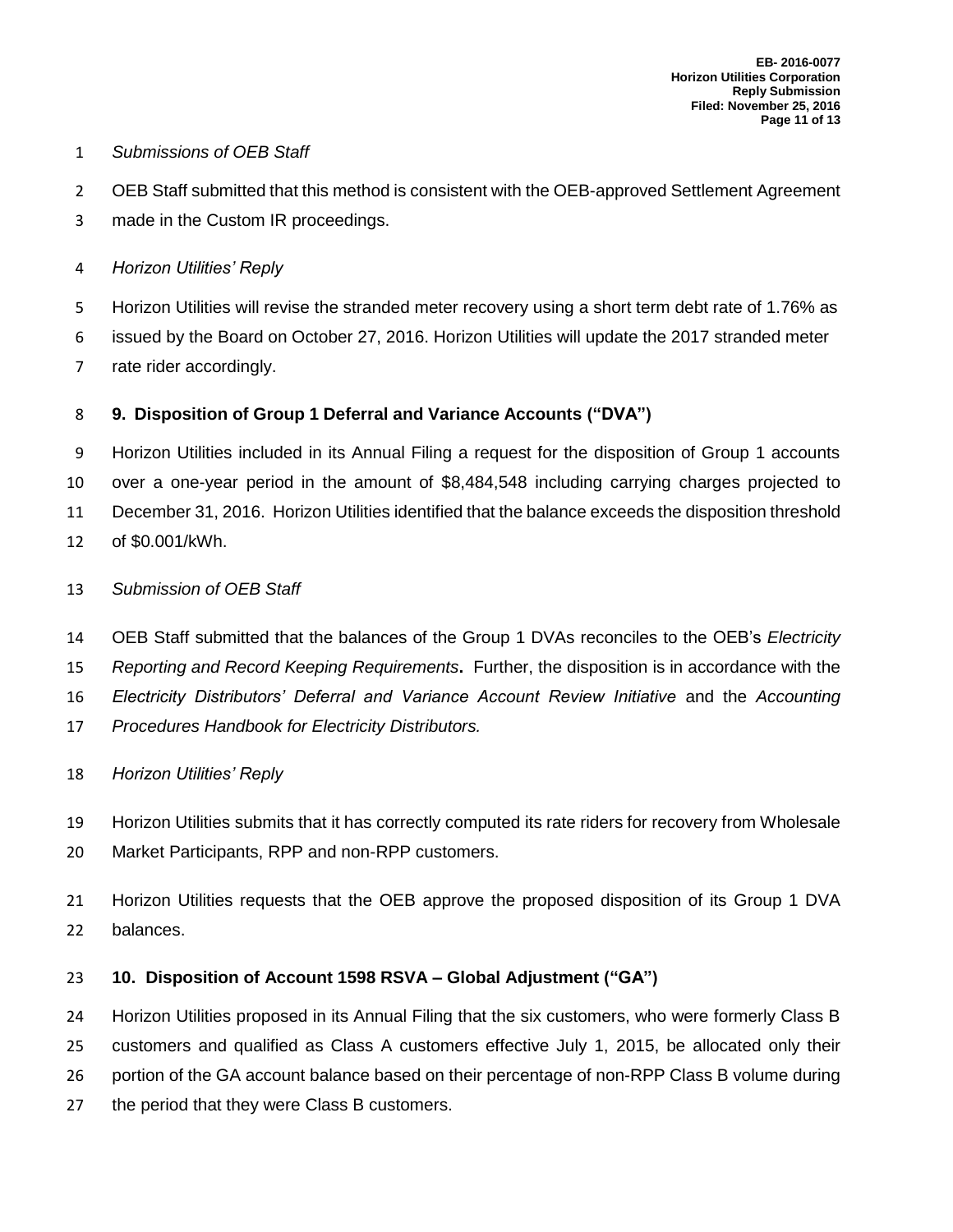*Submissions of OEB Staff*

OEB Staff submitted that this method is consistent with the OEB-approved Settlement Agreement made in the Custom IR proceedings.

*Horizon Utilities' Reply*

Horizon Utilities will revise the stranded meter recovery using a short term debt rate of 1.76% as issued by the Board on October 27, 2016. Horizon Utilities will update the 2017 stranded meter rate rider accordingly.

## 9. Disposition of Group 1 Deferral and Variance Accounts ("DVA")

Horizon Utilities included in its Annual Filing a request for the disposition of Group 1 accounts over a one-year period in the amount of $8,484,548 including carrying charges projected to December 31, 2016. Horizon Utilities identified that the balance exceeds the disposition threshold of $0.001/kWh.

*Submission of OEB Staff*

OEB Staff submitted that the balances of the Group 1 DVAs reconciles to the OEB's *Electricity Reporting and Record Keeping Requirements*. Further, the disposition is in accordance with the *Electricity Distributors' Deferral and Variance Account Review Initiative* and the *Accounting Procedures Handbook for Electricity Distributors.*

*Horizon Utilities' Reply*

Horizon Utilities submits that it has correctly computed its rate riders for recovery from Wholesale Market Participants, RPP and non-RPP customers.

Horizon Utilities requests that the OEB approve the proposed disposition of its Group 1 DVA balances.

## 10. Disposition of Account 1598 RSVA – Global Adjustment ("GA")

Horizon Utilities proposed in its Annual Filing that the six customers, who were formerly Class B customers and qualified as Class A customers effective July 1, 2015, be allocated only their portion of the GA account balance based on their percentage of non-RPP Class B volume during the period that they were Class B customers.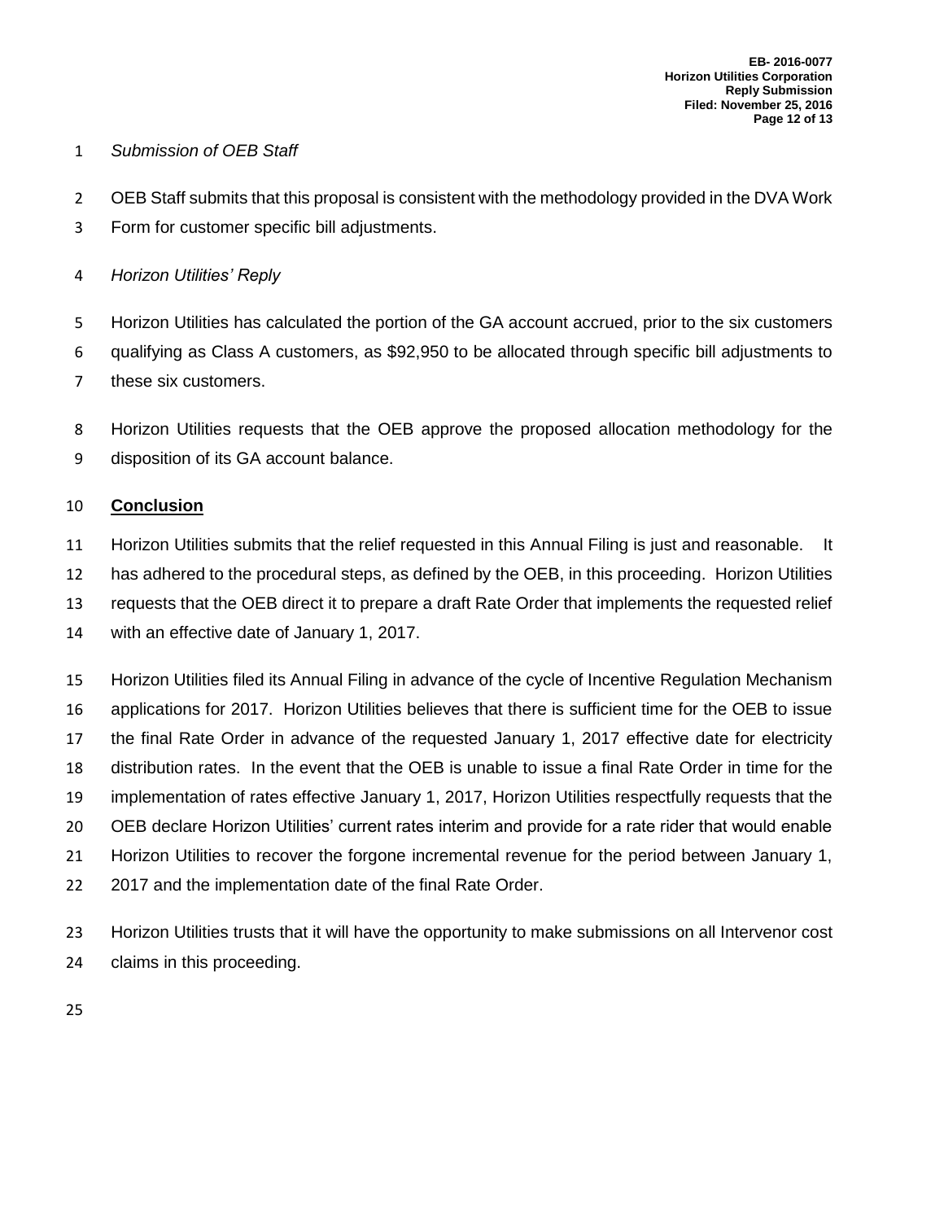*Submission of OEB Staff*

OEB Staff submits that this proposal is consistent with the methodology provided in the DVA Work Form for customer specific bill adjustments.

*Horizon Utilities' Reply*

Horizon Utilities has calculated the portion of the GA account accrued, prior to the six customers qualifying as Class A customers, as $92,950 to be allocated through specific bill adjustments to these six customers.

Horizon Utilities requests that the OEB approve the proposed allocation methodology for the disposition of its GA account balance.

## Conclusion

Horizon Utilities submits that the relief requested in this Annual Filing is just and reasonable. It has adhered to the procedural steps, as defined by the OEB, in this proceeding. Horizon Utilities requests that the OEB direct it to prepare a draft Rate Order that implements the requested relief with an effective date of January 1, 2017.

Horizon Utilities filed its Annual Filing in advance of the cycle of Incentive Regulation Mechanism applications for 2017. Horizon Utilities believes that there is sufficient time for the OEB to issue the final Rate Order in advance of the requested January 1, 2017 effective date for electricity distribution rates. In the event that the OEB is unable to issue a final Rate Order in time for the implementation of rates effective January 1, 2017, Horizon Utilities respectfully requests that the OEB declare Horizon Utilities' current rates interim and provide for a rate rider that would enable Horizon Utilities to recover the forgone incremental revenue for the period between January 1, 2017 and the implementation date of the final Rate Order.

Horizon Utilities trusts that it will have the opportunity to make submissions on all Intervenor cost claims in this proceeding.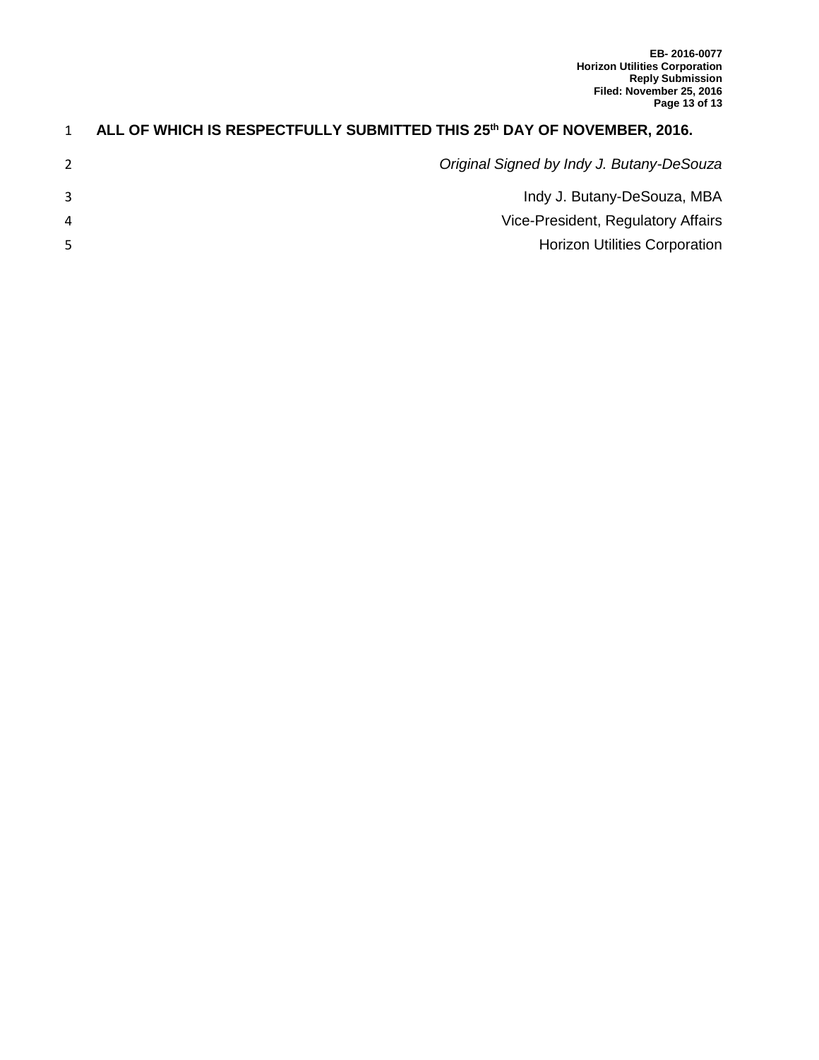**ALL OF WHICH IS RESPECTFULLY SUBMITTED THIS 25th DAY OF NOVEMBER, 2016.**

*Original Signed by Indy J. Butany-DeSouza*

Indy J. Butany-DeSouza, MBA

Vice-President, Regulatory Affairs

Horizon Utilities Corporation